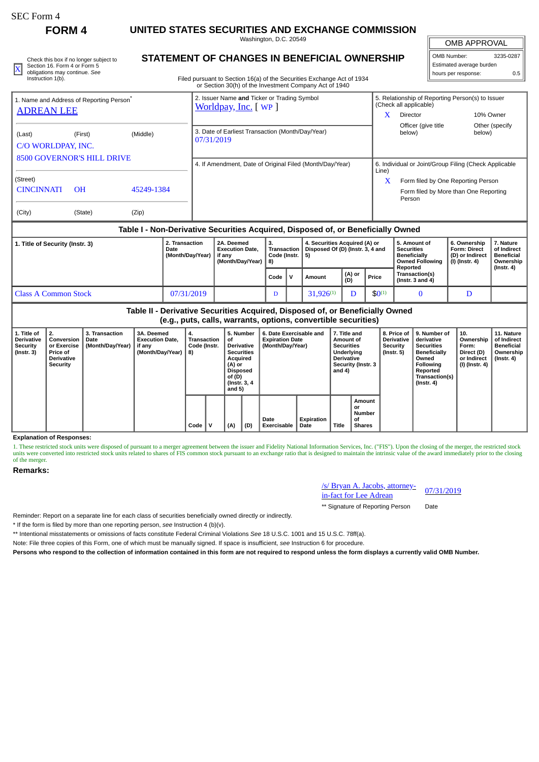SEC Form 4

**FORM 4**

# UNITED STATES SECURITIES AND EXCHANGE COMMISSION

Washington, D.C. 20549

## STATEMENT OF CHANGES IN BENEFICIAL OWNERSHIP

Filed pursuant to Section 16(a) of the Securities Exchange Act of 1934
or Section 30(h) of the Investment Company Act of 1940

| OMB APPROVAL | |
|---|---|
| OMB Number: | 3235-0287 |
| Estimated average burden | |
| hours per response: | 0.5 |

[X] Check this box if no longer subject to Section 16. Form 4 or Form 5 obligations may continue. *See* Instruction 1(b).

1. Name and Address of Reporting Person*
ADREAN LEE

(Last) (First) (Middle)
C/O WORLDPAY, INC.
8500 GOVERNOR'S HILL DRIVE

(Street)
CINCINNATI OH 45249-1384

(City) (State) (Zip)

2. Issuer Name **and** Ticker or Trading Symbol
Worldpay, Inc. [ WP ]

3. Date of Earliest Transaction (Month/Day/Year)
07/31/2019

4. If Amendment, Date of Original Filed (Month/Day/Year)

5. Relationship of Reporting Person(s) to Issuer (Check all applicable)
X Director
10% Owner
Officer (give title below)
Other (specify below)

6. Individual or Joint/Group Filing (Check Applicable Line)
X Form filed by One Reporting Person
Form filed by More than One Reporting Person

### Table I - Non-Derivative Securities Acquired, Disposed of, or Beneficially Owned

| 1. Title of Security (Instr. 3) | 2. Transaction Date (Month/Day/Year) | 2A. Deemed Execution Date, if any (Month/Day/Year) | 3. Transaction Code (Instr. 8) | | 4. Securities Acquired (A) or Disposed Of (D) (Instr. 3, 4 and 5) | | | 5. Amount of Securities Beneficially Owned Following Reported Transaction(s) (Instr. 3 and 4) | 6. Ownership Form: Direct (D) or Indirect (I) (Instr. 4) | 7. Nature of Indirect Beneficial Ownership (Instr. 4) |
|---|---|---|---|---|---|---|---|---|---|---|
| | | | Code | V | Amount | (A) or (D) | Price | | | |
| Class A Common Stock | 07/31/2019 | | D | | 31,926[(1)] | D | $0[(1)] | 0 | D | |

### Table II - Derivative Securities Acquired, Disposed of, or Beneficially Owned (e.g., puts, calls, warrants, options, convertible securities)

| 1. Title of Derivative Security (Instr. 3) | 2. Conversion or Exercise Price of Derivative Security | 3. Transaction Date (Month/Day/Year) | 3A. Deemed Execution Date, if any (Month/Day/Year) | 4. Transaction Code (Instr. 8) | | 5. Number of Derivative Securities Acquired (A) or Disposed of (D) (Instr. 3, 4 and 5) | | 6. Date Exercisable and Expiration Date (Month/Day/Year) | | 7. Title and Amount of Securities Underlying Derivative Security (Instr. 3 and 4) | | 8. Price of Derivative Security (Instr. 5) | 9. Number of derivative Securities Beneficially Owned Following Reported Transaction(s) (Instr. 4) | 10. Ownership Form: Direct (D) or Indirect (I) (Instr. 4) | 11. Nature of Indirect Beneficial Ownership (Instr. 4) |
|---|---|---|---|---|---|---|---|---|---|---|---|---|---|---|---|
| | | | | Code | V | (A) | (D) | Date Exercisable | Expiration Date | Title | Amount or Number of Shares | | | | |

**Explanation of Responses:**

1. These restricted stock units were disposed of pursuant to a merger agreement between the issuer and Fidelity National Information Services, Inc. ("FIS"). Upon the closing of the merger, the restricted stock units were converted into restricted stock units related to shares of FIS common stock pursuant to an exchange ratio that is designed to maintain the intrinsic value of the award immediately prior to the closing of the merger.

**Remarks:**

/s/ Bryan A. Jacobs, attorney-in-fact for Lee Adrean — 07/31/2019

** Signature of Reporting Person — Date

Reminder: Report on a separate line for each class of securities beneficially owned directly or indirectly.

* If the form is filed by more than one reporting person, *see* Instruction 4 (b)(v).

** Intentional misstatements or omissions of facts constitute Federal Criminal Violations *See* 18 U.S.C. 1001 and 15 U.S.C. 78ff(a).

Note: File three copies of this Form, one of which must be manually signed. If space is insufficient, *see* Instruction 6 for procedure.

**Persons who respond to the collection of information contained in this form are not required to respond unless the form displays a currently valid OMB Number.**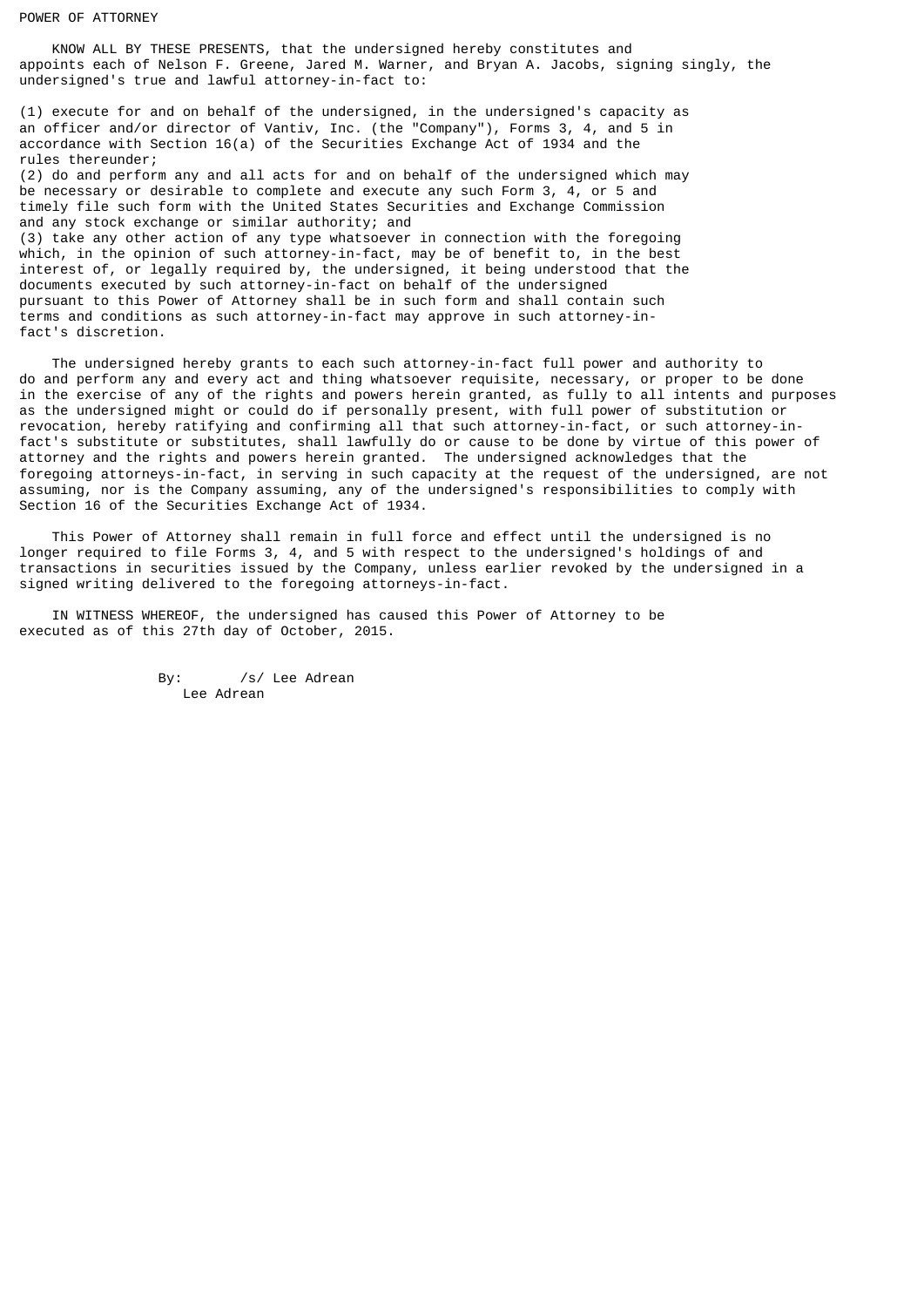POWER OF ATTORNEY

KNOW ALL BY THESE PRESENTS, that the undersigned hereby constitutes and appoints each of Nelson F. Greene, Jared M. Warner, and Bryan A. Jacobs, signing singly, the undersigned's true and lawful attorney-in-fact to:

(1) execute for and on behalf of the undersigned, in the undersigned's capacity as an officer and/or director of Vantiv, Inc. (the "Company"), Forms 3, 4, and 5 in accordance with Section 16(a) of the Securities Exchange Act of 1934 and the rules thereunder;
(2) do and perform any and all acts for and on behalf of the undersigned which may be necessary or desirable to complete and execute any such Form 3, 4, or 5 and timely file such form with the United States Securities and Exchange Commission and any stock exchange or similar authority; and
(3) take any other action of any type whatsoever in connection with the foregoing which, in the opinion of such attorney-in-fact, may be of benefit to, in the best interest of, or legally required by, the undersigned, it being understood that the documents executed by such attorney-in-fact on behalf of the undersigned pursuant to this Power of Attorney shall be in such form and shall contain such terms and conditions as such attorney-in-fact may approve in such attorney-in-fact's discretion.

The undersigned hereby grants to each such attorney-in-fact full power and authority to do and perform any and every act and thing whatsoever requisite, necessary, or proper to be done in the exercise of any of the rights and powers herein granted, as fully to all intents and purposes as the undersigned might or could do if personally present, with full power of substitution or revocation, hereby ratifying and confirming all that such attorney-in-fact, or such attorney-in-fact's substitute or substitutes, shall lawfully do or cause to be done by virtue of this power of attorney and the rights and powers herein granted. The undersigned acknowledges that the foregoing attorneys-in-fact, in serving in such capacity at the request of the undersigned, are not assuming, nor is the Company assuming, any of the undersigned's responsibilities to comply with Section 16 of the Securities Exchange Act of 1934.

This Power of Attorney shall remain in full force and effect until the undersigned is no longer required to file Forms 3, 4, and 5 with respect to the undersigned's holdings of and transactions in securities issued by the Company, unless earlier revoked by the undersigned in a signed writing delivered to the foregoing attorneys-in-fact.

IN WITNESS WHEREOF, the undersigned has caused this Power of Attorney to be executed as of this 27th day of October, 2015.

By: /s/ Lee Adrean
Lee Adrean